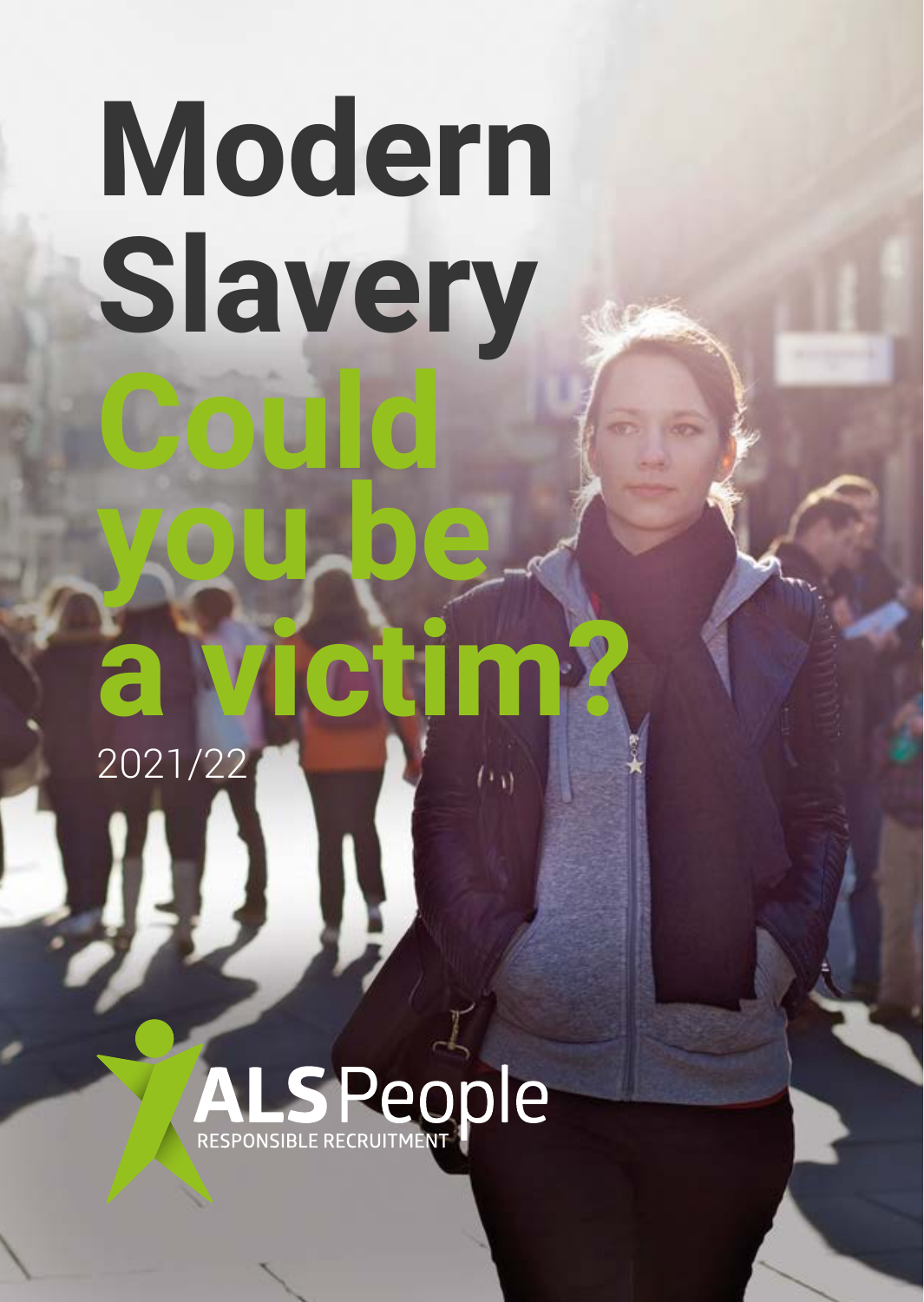# Modern Slavery

# Could you be a victim?

2021/22

**ALS** People

RESPONSIBLE RECRUITMENT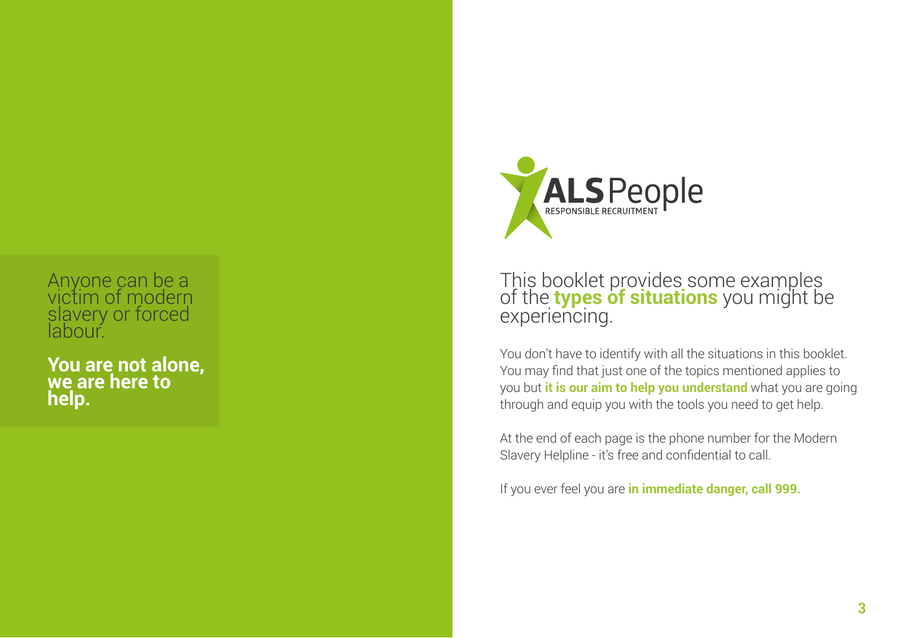Anyone can be a victim of modern slavery or forced labour.

**You are not alone, we are here to help.**

ALS People
RESPONSIBLE RECRUITMENT

## This booklet provides some examples of the **types of situations** you might be experiencing.

You don't have to identify with all the situations in this booklet. You may find that just one of the topics mentioned applies to you but **it is our aim to help you understand** what you are going through and equip you with the tools you need to get help.

At the end of each page is the phone number for the Modern Slavery Helpline - it's free and confidential to call.

If you ever feel you are **in immediate danger, call 999.**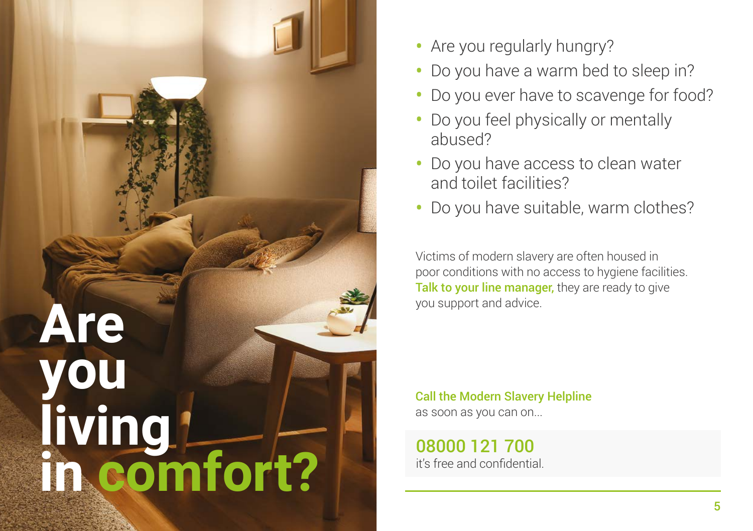# Are you living in comfort?

- Are you regularly hungry?
- Do you have a warm bed to sleep in?
- Do you ever have to scavenge for food?
- Do you feel physically or mentally abused?
- Do you have access to clean water and toilet facilities?
- Do you have suitable, warm clothes?

Victims of modern slavery are often housed in poor conditions with no access to hygiene facilities. **Talk to your line manager,** they are ready to give you support and advice.

**Call the Modern Slavery Helpline**
as soon as you can on...

**08000 121 700**
it's free and confidential.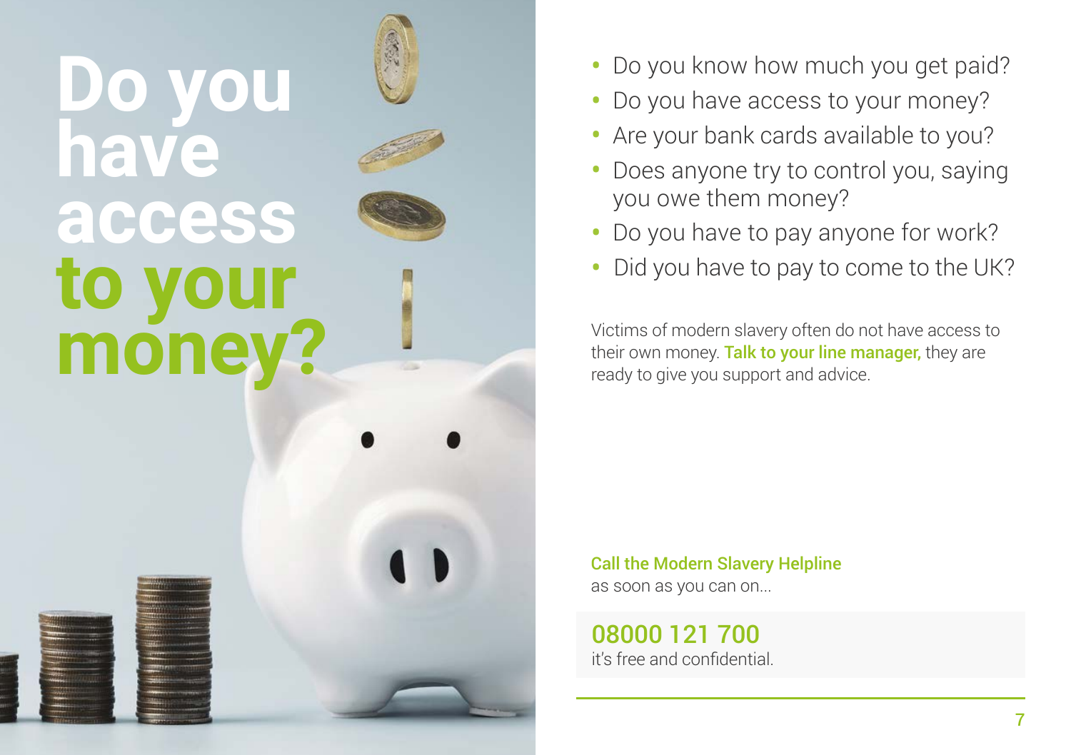# Do you have access to your money?

- Do you know how much you get paid?
- Do you have access to your money?
- Are your bank cards available to you?
- Does anyone try to control you, saying you owe them money?
- Do you have to pay anyone for work?
- Did you have to pay to come to the UK?

Victims of modern slavery often do not have access to their own money. **Talk to your line manager,** they are ready to give you support and advice.

**Call the Modern Slavery Helpline**
as soon as you can on...

**08000 121 700**
it's free and confidential.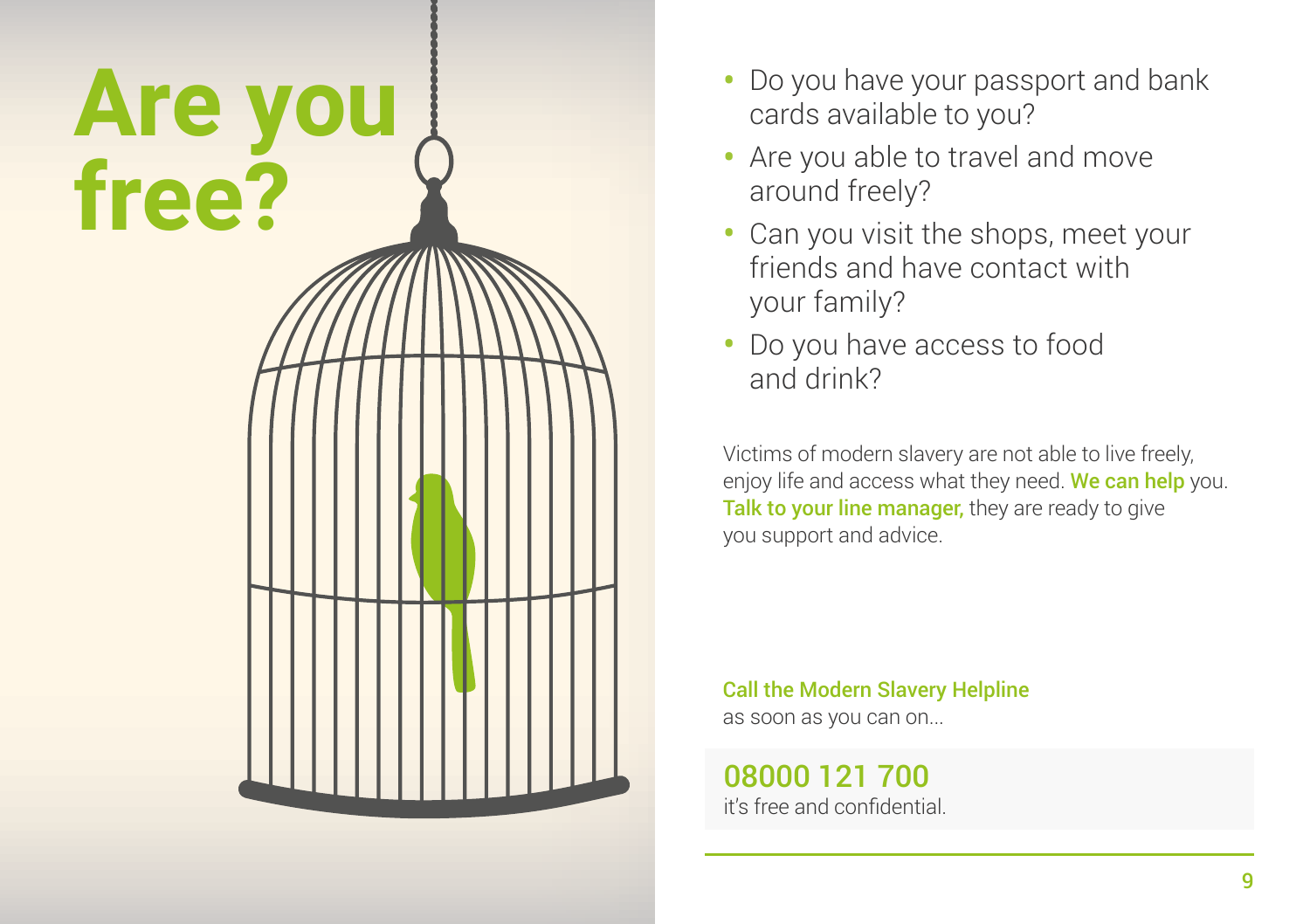# Are you free?

- Do you have your passport and bank cards available to you?
- Are you able to travel and move around freely?
- Can you visit the shops, meet your friends and have contact with your family?
- Do you have access to food and drink?

Victims of modern slavery are not able to live freely, enjoy life and access what they need. **We can help** you. **Talk to your line manager,** they are ready to give you support and advice.

**Call the Modern Slavery Helpline**
as soon as you can on...

**08000 121 700**
it's free and confidential.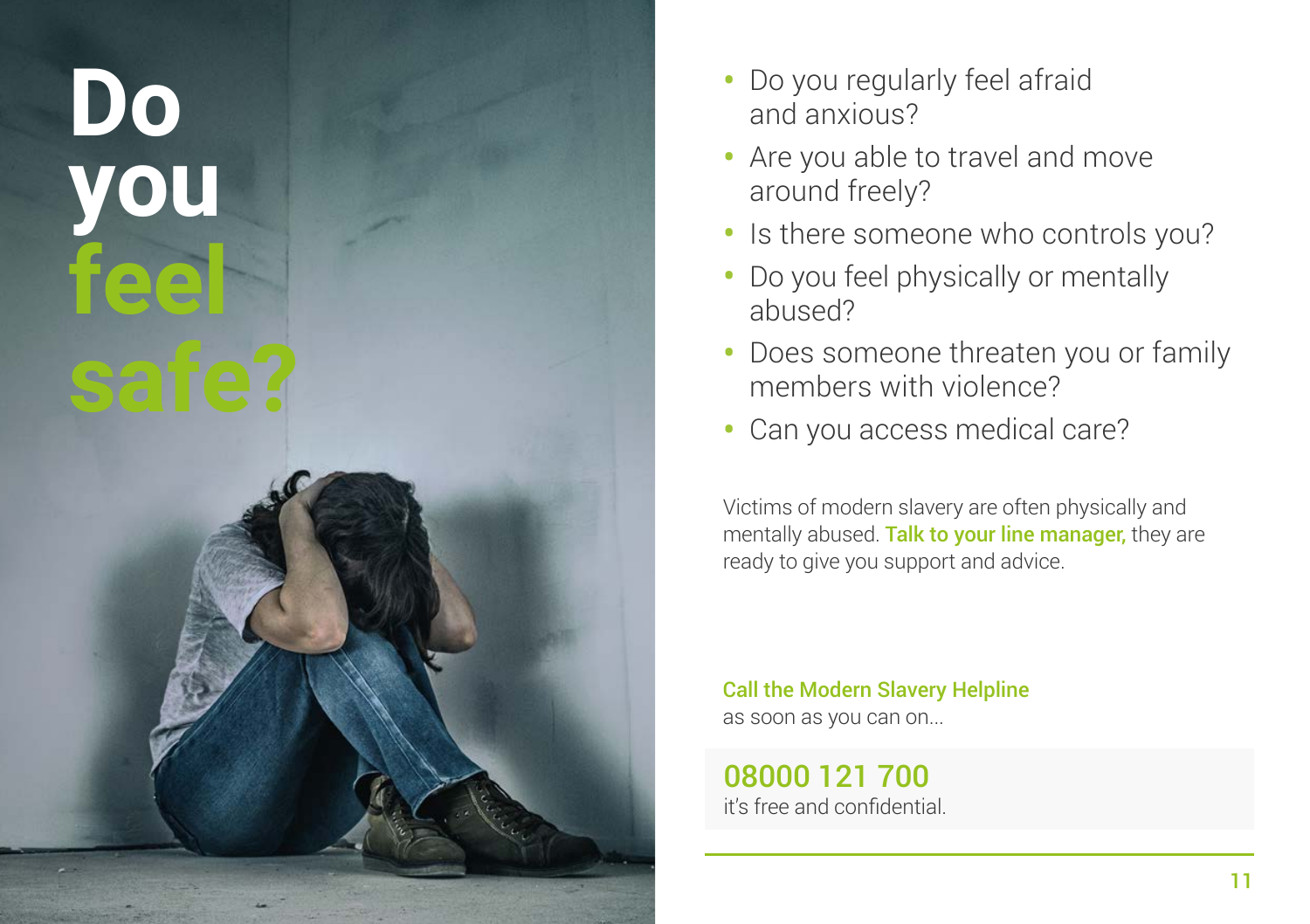# Do you feel safe?

- Do you regularly feel afraid and anxious?
- Are you able to travel and move around freely?
- Is there someone who controls you?
- Do you feel physically or mentally abused?
- Does someone threaten you or family members with violence?
- Can you access medical care?

Victims of modern slavery are often physically and mentally abused. **Talk to your line manager,** they are ready to give you support and advice.

**Call the Modern Slavery Helpline**
as soon as you can on...

## 08000 121 700

it's free and confidential.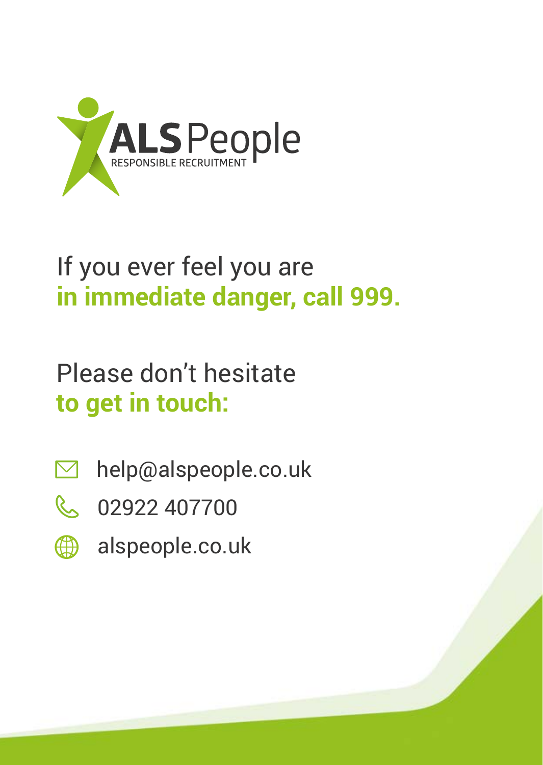ALS People

RESPONSIBLE RECRUITMENT

If you ever feel you are **in immediate danger, call 999.**

Please don't hesitate **to get in touch:**

- help@alspeople.co.uk
- 02922 407700
- alspeople.co.uk